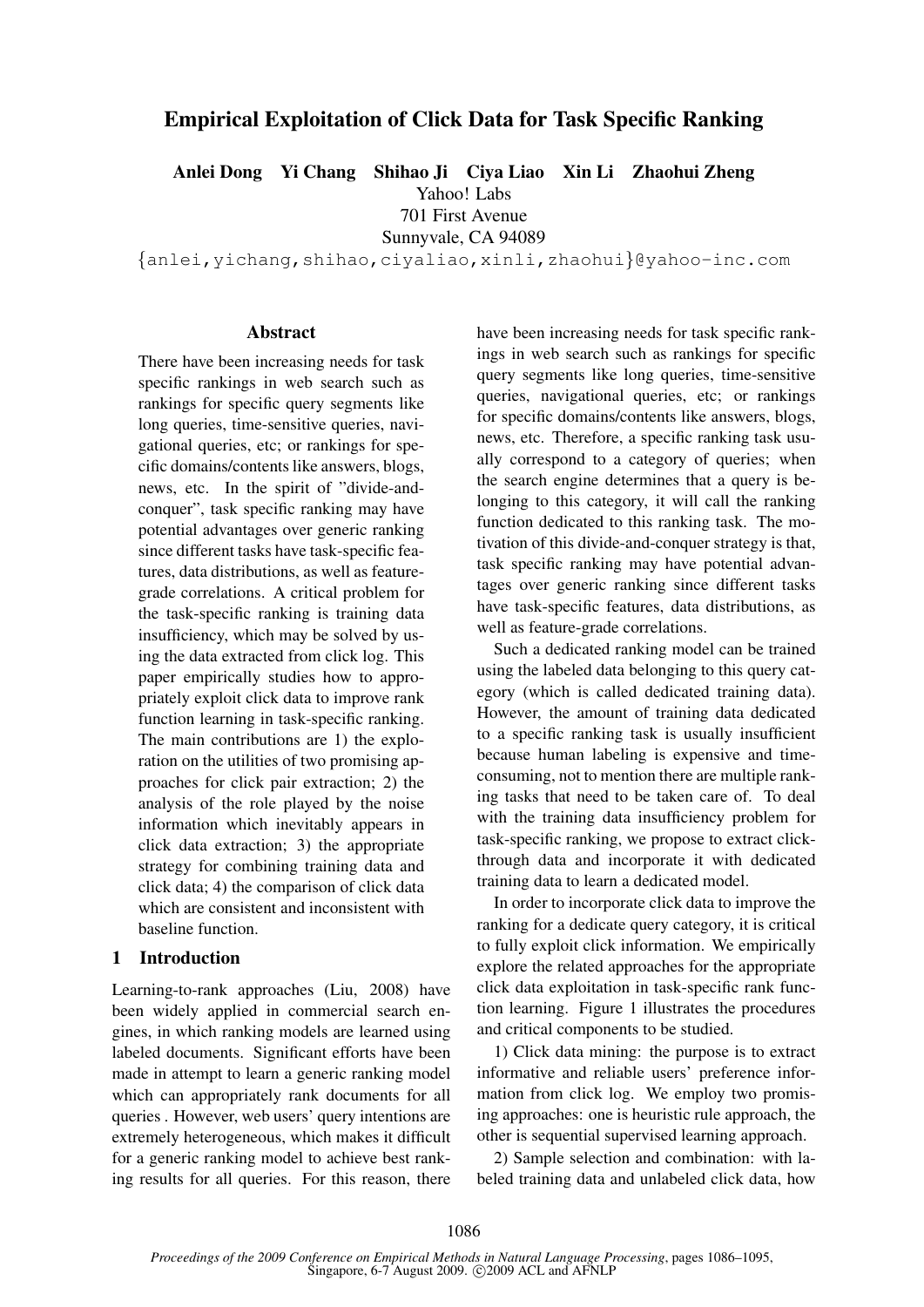# Empirical Exploitation of Click Data for Task Specific Ranking

**Anlei Dong Yi Chang Shihao Ji Ciya Liao Xin Li Zhaohui Zheng**

Yahoo! Labs
701 First Avenue
Sunnyvale, CA 94089

{anlei,yichang,shihao,ciyaliao,xinli,zhaohui}@yahoo-inc.com

## Abstract

There have been increasing needs for task specific rankings in web search such as rankings for specific query segments like long queries, time-sensitive queries, navigational queries, etc; or rankings for specific domains/contents like answers, blogs, news, etc. In the spirit of "divide-and-conquer", task specific ranking may have potential advantages over generic ranking since different tasks have task-specific features, data distributions, as well as feature-grade correlations. A critical problem for the task-specific ranking is training data insufficiency, which may be solved by using the data extracted from click log. This paper empirically studies how to appropriately exploit click data to improve rank function learning in task-specific ranking. The main contributions are 1) the exploration on the utilities of two promising approaches for click pair extraction; 2) the analysis of the role played by the noise information which inevitably appears in click data extraction; 3) the appropriate strategy for combining training data and click data; 4) the comparison of click data which are consistent and inconsistent with baseline function.

## 1 Introduction

Learning-to-rank approaches (Liu, 2008) have been widely applied in commercial search engines, in which ranking models are learned using labeled documents. Significant efforts have been made in attempt to learn a generic ranking model which can appropriately rank documents for all queries . However, web users' query intentions are extremely heterogeneous, which makes it difficult for a generic ranking model to achieve best ranking results for all queries. For this reason, there have been increasing needs for task specific rankings in web search such as rankings for specific query segments like long queries, time-sensitive queries, navigational queries, etc; or rankings for specific domains/contents like answers, blogs, news, etc. Therefore, a specific ranking task usually correspond to a category of queries; when the search engine determines that a query is belonging to this category, it will call the ranking function dedicated to this ranking task. The motivation of this divide-and-conquer strategy is that, task specific ranking may have potential advantages over generic ranking since different tasks have task-specific features, data distributions, as well as feature-grade correlations.

Such a dedicated ranking model can be trained using the labeled data belonging to this query category (which is called dedicated training data). However, the amount of training data dedicated to a specific ranking task is usually insufficient because human labeling is expensive and time-consuming, not to mention there are multiple ranking tasks that need to be taken care of. To deal with the training data insufficiency problem for task-specific ranking, we propose to extract click-through data and incorporate it with dedicated training data to learn a dedicated model.

In order to incorporate click data to improve the ranking for a dedicate query category, it is critical to fully exploit click information. We empirically explore the related approaches for the appropriate click data exploitation in task-specific rank function learning. Figure 1 illustrates the procedures and critical components to be studied.

1) Click data mining: the purpose is to extract informative and reliable users' preference information from click log. We employ two promising approaches: one is heuristic rule approach, the other is sequential supervised learning approach.

2) Sample selection and combination: with labeled training data and unlabeled click data, how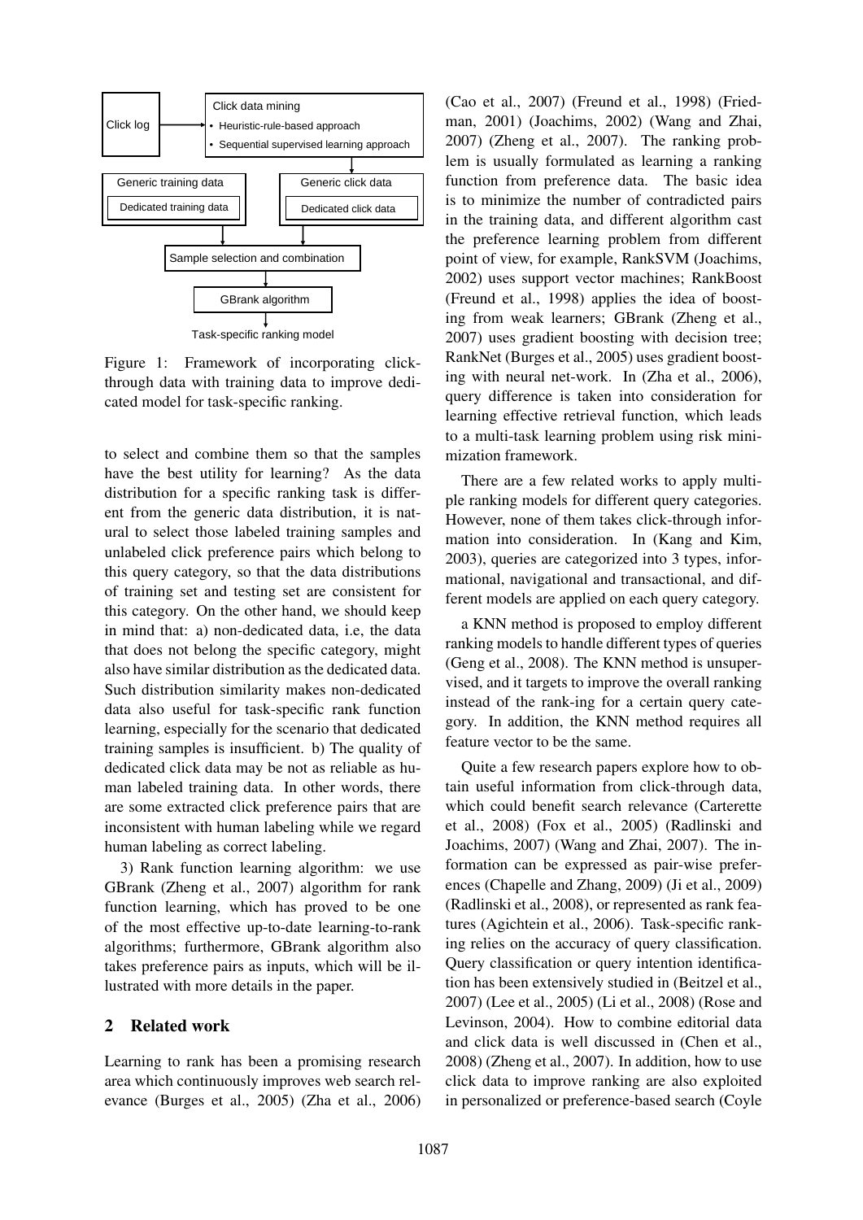Figure 1: Framework of incorporating click-through data with training data to improve dedicated model for task-specific ranking.

to select and combine them so that the samples have the best utility for learning? As the data distribution for a specific ranking task is different from the generic data distribution, it is natural to select those labeled training samples and unlabeled click preference pairs which belong to this query category, so that the data distributions of training set and testing set are consistent for this category. On the other hand, we should keep in mind that: a) non-dedicated data, i.e, the data that does not belong the specific category, might also have similar distribution as the dedicated data. Such distribution similarity makes non-dedicated data also useful for task-specific rank function learning, especially for the scenario that dedicated training samples is insufficient. b) The quality of dedicated click data may be not as reliable as human labeled training data. In other words, there are some extracted click preference pairs that are inconsistent with human labeling while we regard human labeling as correct labeling.

3) Rank function learning algorithm: we use GBrank (Zheng et al., 2007) algorithm for rank function learning, which has proved to be one of the most effective up-to-date learning-to-rank algorithms; furthermore, GBrank algorithm also takes preference pairs as inputs, which will be illustrated with more details in the paper.

## 2 Related work

Learning to rank has been a promising research area which continuously improves web search relevance (Burges et al., 2005) (Zha et al., 2006) (Cao et al., 2007) (Freund et al., 1998) (Friedman, 2001) (Joachims, 2002) (Wang and Zhai, 2007) (Zheng et al., 2007). The ranking problem is usually formulated as learning a ranking function from preference data. The basic idea is to minimize the number of contradicted pairs in the training data, and different algorithm cast the preference learning problem from different point of view, for example, RankSVM (Joachims, 2002) uses support vector machines; RankBoost (Freund et al., 1998) applies the idea of boosting from weak learners; GBrank (Zheng et al., 2007) uses gradient boosting with decision tree; RankNet (Burges et al., 2005) uses gradient boosting with neural net-work. In (Zha et al., 2006), query difference is taken into consideration for learning effective retrieval function, which leads to a multi-task learning problem using risk minimization framework.

There are a few related works to apply multiple ranking models for different query categories. However, none of them takes click-through information into consideration. In (Kang and Kim, 2003), queries are categorized into 3 types, informational, navigational and transactional, and different models are applied on each query category.

a KNN method is proposed to employ different ranking models to handle different types of queries (Geng et al., 2008). The KNN method is unsupervised, and it targets to improve the overall ranking instead of the rank-ing for a certain query category. In addition, the KNN method requires all feature vector to be the same.

Quite a few research papers explore how to obtain useful information from click-through data, which could benefit search relevance (Carterette et al., 2008) (Fox et al., 2005) (Radlinski and Joachims, 2007) (Wang and Zhai, 2007). The information can be expressed as pair-wise preferences (Chapelle and Zhang, 2009) (Ji et al., 2009) (Radlinski et al., 2008), or represented as rank features (Agichtein et al., 2006). Task-specific ranking relies on the accuracy of query classification. Query classification or query intention identification has been extensively studied in (Beitzel et al., 2007) (Lee et al., 2005) (Li et al., 2008) (Rose and Levinson, 2004). How to combine editorial data and click data is well discussed in (Chen et al., 2008) (Zheng et al., 2007). In addition, how to use click data to improve ranking are also exploited in personalized or preference-based search (Coyle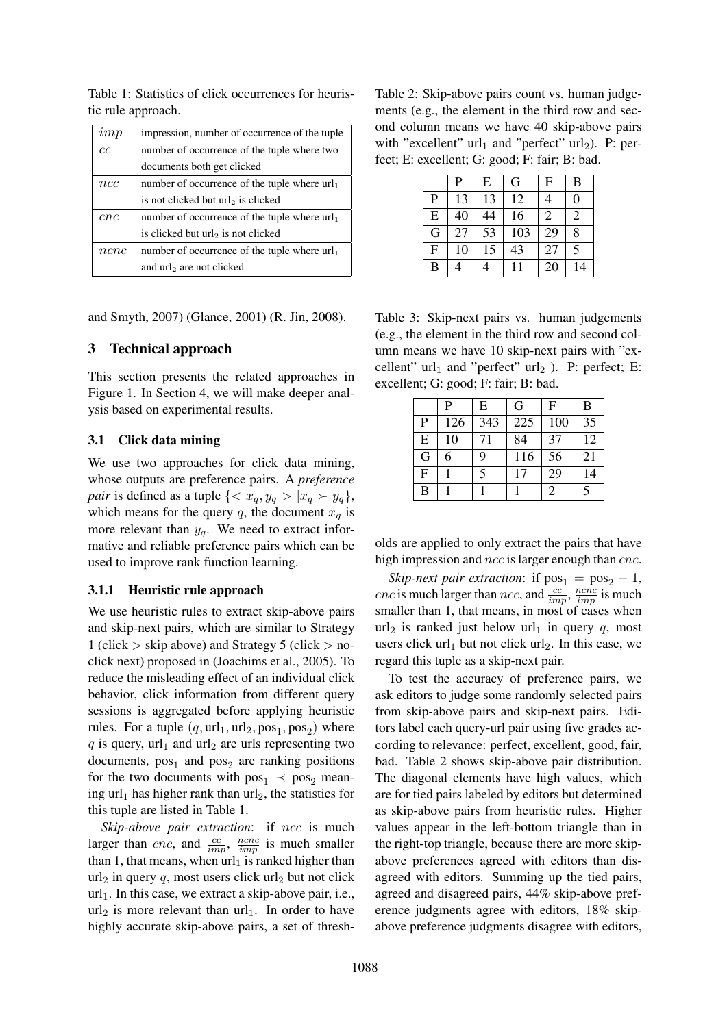Table 1: Statistics of click occurrences for heuristic rule approach.

| | |
|---|---|
| $imp$ | impression, number of occurrence of the tuple |
| $cc$ | number of occurrence of the tuple where two documents both get clicked |
| $ncc$ | number of occurrence of the tuple where $\text{url}_1$ is not clicked but $\text{url}_2$ is clicked |
| $cnc$ | number of occurrence of the tuple where $\text{url}_1$ is clicked but $\text{url}_2$ is not clicked |
| $ncnc$ | number of occurrence of the tuple where $\text{url}_1$ and $\text{url}_2$ are not clicked |

and Smyth, 2007) (Glance, 2001) (R. Jin, 2008).

## 3 Technical approach

This section presents the related approaches in Figure 1. In Section 4, we will make deeper analysis based on experimental results.

### 3.1 Click data mining

We use two approaches for click data mining, whose outputs are preference pairs. A *preference pair* is defined as a tuple $\{< x_q, y_q > | x_q \succ y_q\}$, which means for the query $q$, the document $x_q$ is more relevant than $y_q$. We need to extract informative and reliable preference pairs which can be used to improve rank function learning.

#### 3.1.1 Heuristic rule approach

We use heuristic rules to extract skip-above pairs and skip-next pairs, which are similar to Strategy 1 (click > skip above) and Strategy 5 (click > no-click next) proposed in (Joachims et al., 2005). To reduce the misleading effect of an individual click behavior, click information from different query sessions is aggregated before applying heuristic rules. For a tuple $(q, \text{url}_1, \text{url}_2, \text{pos}_1, \text{pos}_2)$ where $q$ is query, $\text{url}_1$ and $\text{url}_2$ are urls representing two documents, $\text{pos}_1$ and $\text{pos}_2$ are ranking positions for the two documents with $\text{pos}_1 \prec \text{pos}_2$ meaning $\text{url}_1$ has higher rank than $\text{url}_2$, the statistics for this tuple are listed in Table 1.

*Skip-above pair extraction*: if $ncc$ is much larger than $cnc$, and $\frac{cc}{imp}$, $\frac{ncnc}{imp}$ is much smaller than 1, that means, when $\text{url}_1$ is ranked higher than $\text{url}_2$ in query $q$, most users click $\text{url}_2$ but not click $\text{url}_1$. In this case, we extract a skip-above pair, i.e., $\text{url}_2$ is more relevant than $\text{url}_1$. In order to have highly accurate skip-above pairs, a set of thresholds are applied to only extract the pairs that have high impression and $ncc$ is larger enough than $cnc$.

*Skip-next pair extraction*: if $\text{pos}_1 = \text{pos}_2 - 1$, $cnc$ is much larger than $ncc$, and $\frac{cc}{imp}$, $\frac{ncnc}{imp}$ is much smaller than 1, that means, in most of cases when $\text{url}_2$ is ranked just below $\text{url}_1$ in query $q$, most users click $\text{url}_1$ but not click $\text{url}_2$. In this case, we regard this tuple as a skip-next pair.

Table 2: Skip-above pairs count vs. human judgements (e.g., the element in the third row and second column means we have 40 skip-above pairs with "excellent" $\text{url}_1$ and "perfect" $\text{url}_2$). P: perfect; E: excellent; G: good; F: fair; B: bad.

| | P | E | G | F | B |
|---|---|---|---|---|---|
| P | 13 | 13 | 12 | 4 | 0 |
| E | 40 | 44 | 16 | 2 | 2 |
| G | 27 | 53 | 103 | 29 | 8 |
| F | 10 | 15 | 43 | 27 | 5 |
| B | 4 | 4 | 11 | 20 | 14 |

Table 3: Skip-next pairs vs. human judgements (e.g., the element in the third row and second column means we have 10 skip-next pairs with "excellent" $\text{url}_1$ and "perfect" $\text{url}_2$ ). P: perfect; E: excellent; G: good; F: fair; B: bad.

| | P | E | G | F | B |
|---|---|---|---|---|---|
| P | 126 | 343 | 225 | 100 | 35 |
| E | 10 | 71 | 84 | 37 | 12 |
| G | 6 | 9 | 116 | 56 | 21 |
| F | 1 | 5 | 17 | 29 | 14 |
| B | 1 | 1 | 1 | 2 | 5 |

To test the accuracy of preference pairs, we ask editors to judge some randomly selected pairs from skip-above pairs and skip-next pairs. Editors label each query-url pair using five grades according to relevance: perfect, excellent, good, fair, bad. Table 2 shows skip-above pair distribution. The diagonal elements have high values, which are for tied pairs labeled by editors but determined as skip-above pairs from heuristic rules. Higher values appear in the left-bottom triangle than in the right-top triangle, because there are more skip-above preferences agreed with editors than disagreed with editors. Summing up the tied pairs, agreed and disagreed pairs, 44% skip-above preference judgments agree with editors, 18% skip-above preference judgments disagree with editors,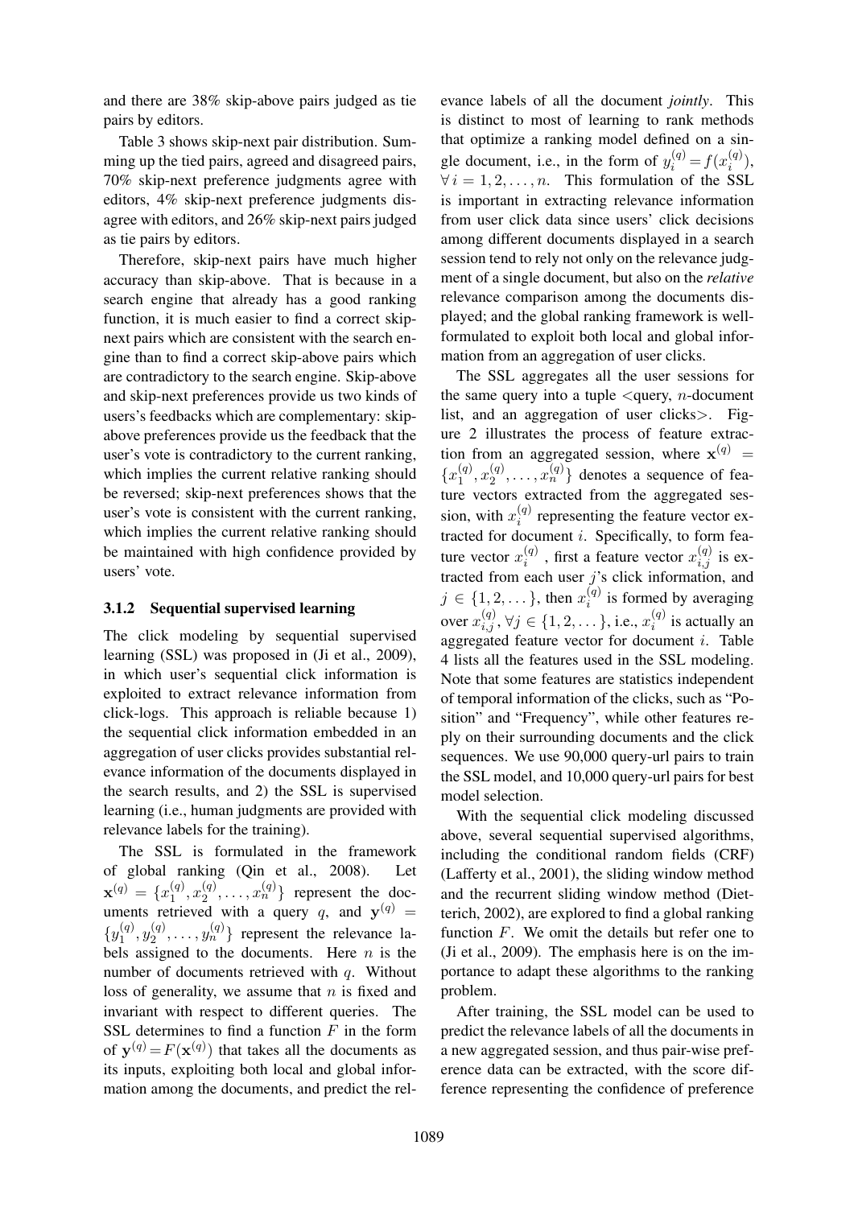and there are 38% skip-above pairs judged as tie pairs by editors.

Table 3 shows skip-next pair distribution. Summing up the tied pairs, agreed and disagreed pairs, 70% skip-next preference judgments agree with editors, 4% skip-next preference judgments disagree with editors, and 26% skip-next pairs judged as tie pairs by editors.

Therefore, skip-next pairs have much higher accuracy than skip-above. That is because in a search engine that already has a good ranking function, it is much easier to find a correct skip-next pairs which are consistent with the search engine than to find a correct skip-above pairs which are contradictory to the search engine. Skip-above and skip-next preferences provide us two kinds of users's feedbacks which are complementary: skip-above preferences provide us the feedback that the user's vote is contradictory to the current ranking, which implies the current relative ranking should be reversed; skip-next preferences shows that the user's vote is consistent with the current ranking, which implies the current relative ranking should be maintained with high confidence provided by users' vote.

### 3.1.2 Sequential supervised learning

The click modeling by sequential supervised learning (SSL) was proposed in (Ji et al., 2009), in which user's sequential click information is exploited to extract relevance information from click-logs. This approach is reliable because 1) the sequential click information embedded in an aggregation of user clicks provides substantial relevance information of the documents displayed in the search results, and 2) the SSL is supervised learning (i.e., human judgments are provided with relevance labels for the training).

The SSL is formulated in the framework of global ranking (Qin et al., 2008). Let $\mathbf{x}^{(q)} = \{x_1^{(q)}, x_2^{(q)}, \ldots, x_n^{(q)}\}$ represent the documents retrieved with a query $q$, and $\mathbf{y}^{(q)} = \{y_1^{(q)}, y_2^{(q)}, \ldots, y_n^{(q)}\}$ represent the relevance labels assigned to the documents. Here $n$ is the number of documents retrieved with $q$. Without loss of generality, we assume that $n$ is fixed and invariant with respect to different queries. The SSL determines to find a function $F$ in the form of $\mathbf{y}^{(q)} = F(\mathbf{x}^{(q)})$ that takes all the documents as its inputs, exploiting both local and global information among the documents, and predict the relevance labels of all the document *jointly*. This is distinct to most of learning to rank methods that optimize a ranking model defined on a single document, i.e., in the form of $y_i^{(q)} = f(x_i^{(q)})$, $\forall\, i = 1, 2, \ldots, n$. This formulation of the SSL is important in extracting relevance information from user click data since users' click decisions among different documents displayed in a search session tend to rely not only on the relevance judgment of a single document, but also on the *relative* relevance comparison among the documents displayed; and the global ranking framework is well-formulated to exploit both local and global information from an aggregation of user clicks.

The SSL aggregates all the user sessions for the same query into a tuple <query, $n$-document list, and an aggregation of user clicks>. Figure 2 illustrates the process of feature extraction from an aggregated session, where $\mathbf{x}^{(q)} = \{x_1^{(q)}, x_2^{(q)}, \ldots, x_n^{(q)}\}$ denotes a sequence of feature vectors extracted from the aggregated session, with $x_i^{(q)}$ representing the feature vector extracted for document $i$. Specifically, to form feature vector $x_i^{(q)}$, first a feature vector $x_{i,j}^{(q)}$ is extracted from each user $j$'s click information, and $j \in \{1, 2, \ldots\}$, then $x_i^{(q)}$ is formed by averaging over $x_{i,j}^{(q)}, \forall j \in \{1, 2, \ldots\}$, i.e., $x_i^{(q)}$ is actually an aggregated feature vector for document $i$. Table 4 lists all the features used in the SSL modeling. Note that some features are statistics independent of temporal information of the clicks, such as "Position" and "Frequency", while other features reply on their surrounding documents and the click sequences. We use 90,000 query-url pairs to train the SSL model, and 10,000 query-url pairs for best model selection.

With the sequential click modeling discussed above, several sequential supervised algorithms, including the conditional random fields (CRF) (Lafferty et al., 2001), the sliding window method and the recurrent sliding window method (Dietterich, 2002), are explored to find a global ranking function $F$. We omit the details but refer one to (Ji et al., 2009). The emphasis here is on the importance to adapt these algorithms to the ranking problem.

After training, the SSL model can be used to predict the relevance labels of all the documents in a new aggregated session, and thus pair-wise preference data can be extracted, with the score difference representing the confidence of preference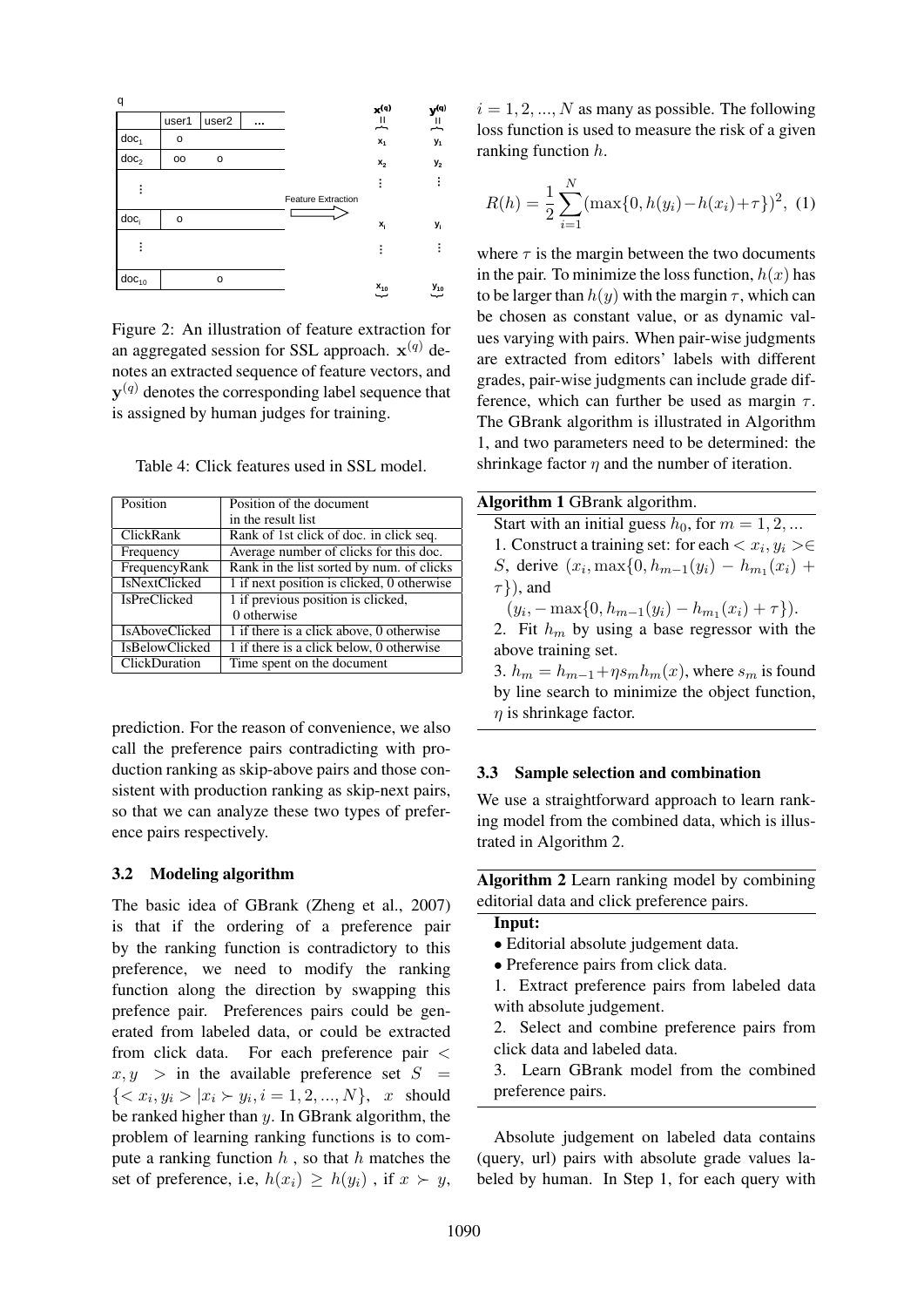Figure 2: An illustration of feature extraction for an aggregated session for SSL approach. $\mathbf{x}^{(q)}$ denotes an extracted sequence of feature vectors, and $\mathbf{y}^{(q)}$ denotes the corresponding label sequence that is assigned by human judges for training.

Table 4: Click features used in SSL model.

| Position | Position of the document in the result list |
|---|---|
| ClickRank | Rank of 1st click of doc. in click seq. |
| Frequency | Average number of clicks for this doc. |
| FrequencyRank | Rank in the list sorted by num. of clicks |
| IsNextClicked | 1 if next position is clicked, 0 otherwise |
| IsPreClicked | 1 if previous position is clicked, 0 otherwise |
| IsAboveClicked | 1 if there is a click above, 0 otherwise |
| IsBelowClicked | 1 if there is a click below, 0 otherwise |
| ClickDuration | Time spent on the document |

prediction. For the reason of convenience, we also call the preference pairs contradicting with production ranking as skip-above pairs and those consistent with production ranking as skip-next pairs, so that we can analyze these two types of preference pairs respectively.

### 3.2 Modeling algorithm

The basic idea of GBrank (Zheng et al., 2007) is that if the ordering of a preference pair by the ranking function is contradictory to this preference, we need to modify the ranking function along the direction by swapping this prefence pair. Preferences pairs could be generated from labeled data, or could be extracted from click data. For each preference pair $< x, y >$ in the available preference set $S = \{< x_i, y_i > | x_i \succ y_i, i = 1, 2, ..., N\}$, $x$ should be ranked higher than $y$. In GBrank algorithm, the problem of learning ranking functions is to compute a ranking function $h$ , so that $h$ matches the set of preference, i.e, $h(x_i) \geq h(y_i)$ , if $x \succ y$, $i = 1, 2, ..., N$ as many as possible. The following loss function is used to measure the risk of a given ranking function $h$.

$$R(h) = \frac{1}{2} \sum_{i=1}^{N} (\max\{0, h(y_i) - h(x_i) + \tau\})^2, \quad (1)$$

where $\tau$ is the margin between the two documents in the pair. To minimize the loss function, $h(x)$ has to be larger than $h(y)$ with the margin $\tau$, which can be chosen as constant value, or as dynamic values varying with pairs. When pair-wise judgments are extracted from editors' labels with different grades, pair-wise judgments can include grade difference, which can further be used as margin $\tau$. The GBrank algorithm is illustrated in Algorithm 1, and two parameters need to be determined: the shrinkage factor $\eta$ and the number of iteration.

**Algorithm 1** GBrank algorithm.

Start with an initial guess $h_0$, for $m = 1, 2, ...$

1. Construct a training set: for each $< x_i, y_i > \in S$, derive $(x_i, \max\{0, h_{m-1}(y_i) - h_{m_1}(x_i) + \tau\})$, and $(y_i, -\max\{0, h_{m-1}(y_i) - h_{m_1}(x_i) + \tau\})$.
2. Fit $h_m$ by using a base regressor with the above training set.
3. $h_m = h_{m-1} + \eta s_m h_m(x)$, where $s_m$ is found by line search to minimize the object function, $\eta$ is shrinkage factor.

### 3.3 Sample selection and combination

We use a straightforward approach to learn ranking model from the combined data, which is illustrated in Algorithm 2.

**Algorithm 2** Learn ranking model by combining editorial data and click preference pairs.

**Input:**

- Editorial absolute judgement data.
- Preference pairs from click data.

1. Extract preference pairs from labeled data with absolute judgement.
2. Select and combine preference pairs from click data and labeled data.
3. Learn GBrank model from the combined preference pairs.

Absolute judgement on labeled data contains (query, url) pairs with absolute grade values labeled by human. In Step 1, for each query with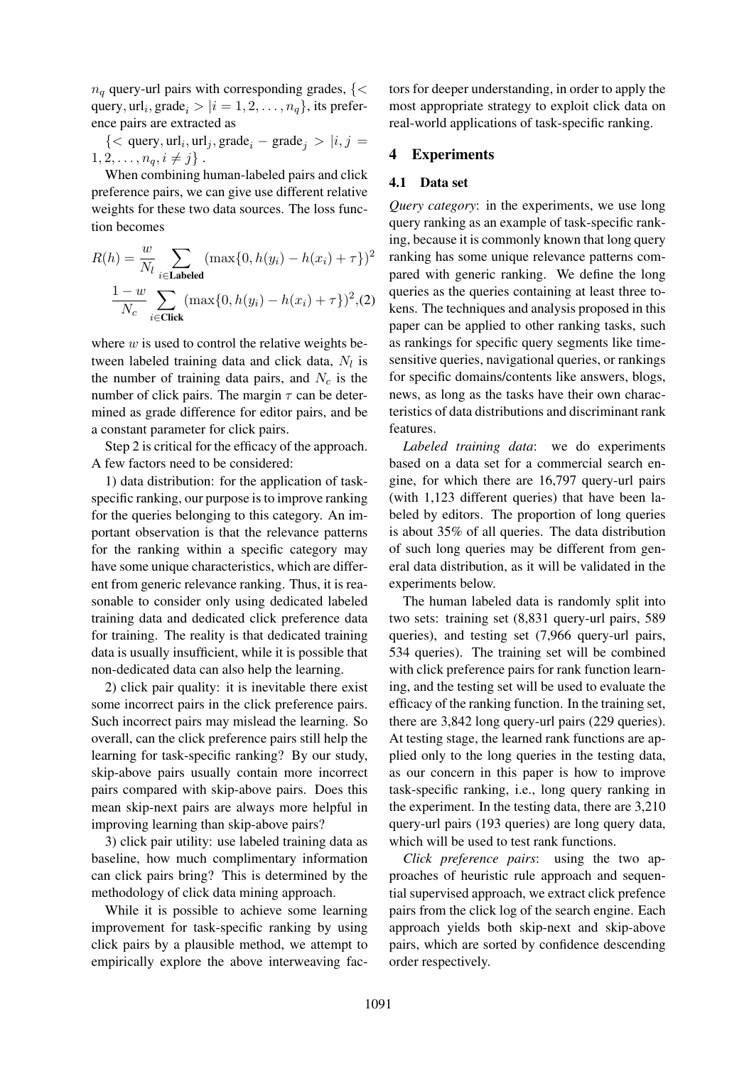$n_q$ query-url pairs with corresponding grades, $\{< \text{query}, \text{url}_i, \text{grade}_i > | i = 1, 2, \ldots, n_q\}$, its preference pairs are extracted as

$\{< \text{query}, \text{url}_i, \text{url}_j, \text{grade}_i - \text{grade}_j > | i, j = 1, 2, \ldots, n_q, i \neq j\}$ .

When combining human-labeled pairs and click preference pairs, we can give use different relative weights for these two data sources. The loss function becomes

$$R(h) = \frac{w}{N_l} \sum_{i \in \textbf{Labeled}} (\max\{0, h(y_i) - h(x_i) + \tau\})^2$$
$$\frac{1-w}{N_c} \sum_{i \in \textbf{Click}} (\max\{0, h(y_i) - h(x_i) + \tau\})^2, \quad (2)$$

where $w$ is used to control the relative weights between labeled training data and click data, $N_l$ is the number of training data pairs, and $N_c$ is the number of click pairs. The margin $\tau$ can be determined as grade difference for editor pairs, and be a constant parameter for click pairs.

Step 2 is critical for the efficacy of the approach. A few factors need to be considered:

1) data distribution: for the application of task-specific ranking, our purpose is to improve ranking for the queries belonging to this category. An important observation is that the relevance patterns for the ranking within a specific category may have some unique characteristics, which are different from generic relevance ranking. Thus, it is reasonable to consider only using dedicated labeled training data and dedicated click preference data for training. The reality is that dedicated training data is usually insufficient, while it is possible that non-dedicated data can also help the learning.

2) click pair quality: it is inevitable there exist some incorrect pairs in the click preference pairs. Such incorrect pairs may mislead the learning. So overall, can the click preference pairs still help the learning for task-specific ranking? By our study, skip-above pairs usually contain more incorrect pairs compared with skip-above pairs. Does this mean skip-next pairs are always more helpful in improving learning than skip-above pairs?

3) click pair utility: use labeled training data as baseline, how much complimentary information can click pairs bring? This is determined by the methodology of click data mining approach.

While it is possible to achieve some learning improvement for task-specific ranking by using click pairs by a plausible method, we attempt to empirically explore the above interweaving factors for deeper understanding, in order to apply the most appropriate strategy to exploit click data on real-world applications of task-specific ranking.

## 4 Experiments

### 4.1 Data set

*Query category*: in the experiments, we use long query ranking as an example of task-specific ranking, because it is commonly known that long query ranking has some unique relevance patterns compared with generic ranking. We define the long queries as the queries containing at least three tokens. The techniques and analysis proposed in this paper can be applied to other ranking tasks, such as rankings for specific query segments like time-sensitive queries, navigational queries, or rankings for specific domains/contents like answers, blogs, news, as long as the tasks have their own characteristics of data distributions and discriminant rank features.

*Labeled training data*: we do experiments based on a data set for a commercial search engine, for which there are 16,797 query-url pairs (with 1,123 different queries) that have been labeled by editors. The proportion of long queries is about 35% of all queries. The data distribution of such long queries may be different from general data distribution, as it will be validated in the experiments below.

The human labeled data is randomly split into two sets: training set (8,831 query-url pairs, 589 queries), and testing set (7,966 query-url pairs, 534 queries). The training set will be combined with click preference pairs for rank function learning, and the testing set will be used to evaluate the efficacy of the ranking function. In the training set, there are 3,842 long query-url pairs (229 queries). At testing stage, the learned rank functions are applied only to the long queries in the testing data, as our concern in this paper is how to improve task-specific ranking, i.e., long query ranking in the experiment. In the testing data, there are 3,210 query-url pairs (193 queries) are long query data, which will be used to test rank functions.

*Click preference pairs*: using the two approaches of heuristic rule approach and sequential supervised approach, we extract click prefence pairs from the click log of the search engine. Each approach yields both skip-next and skip-above pairs, which are sorted by confidence descending order respectively.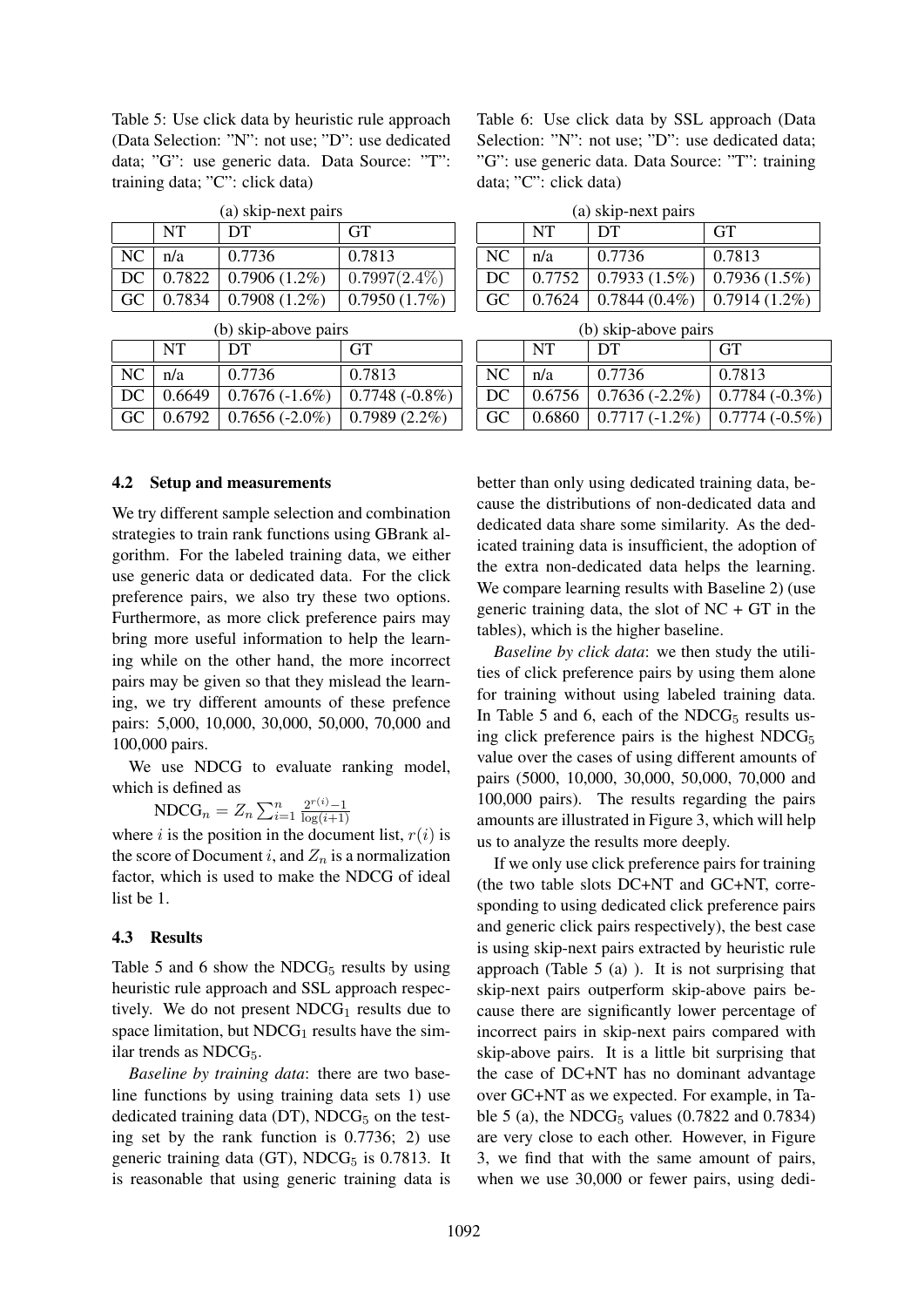Table 5: Use click data by heuristic rule approach (Data Selection: "N": not use; "D": use dedicated data; "G": use generic data. Data Source: "T": training data; "C": click data)

(a) skip-next pairs

| | NT | DT | GT |
|---|---|---|---|
| NC | n/a | 0.7736 | 0.7813 |
| DC | 0.7822 | 0.7906 (1.2%) | 0.7997(2.4%) |
| GC | 0.7834 | 0.7908 (1.2%) | 0.7950 (1.7%) |

(b) skip-above pairs

| | NT | DT | GT |
|---|---|---|---|
| NC | n/a | 0.7736 | 0.7813 |
| DC | 0.6649 | 0.7676 (-1.6%) | 0.7748 (-0.8%) |
| GC | 0.6792 | 0.7656 (-2.0%) | 0.7989 (2.2%) |

Table 6: Use click data by SSL approach (Data Selection: "N": not use; "D": use dedicated data; "G": use generic data. Data Source: "T": training data; "C": click data)

(a) skip-next pairs

| | NT | DT | GT |
|---|---|---|---|
| NC | n/a | 0.7736 | 0.7813 |
| DC | 0.7752 | 0.7933 (1.5%) | 0.7936 (1.5%) |
| GC | 0.7624 | 0.7844 (0.4%) | 0.7914 (1.2%) |

(b) skip-above pairs

| | NT | DT | GT |
|---|---|---|---|
| NC | n/a | 0.7736 | 0.7813 |
| DC | 0.6756 | 0.7636 (-2.2%) | 0.7784 (-0.3%) |
| GC | 0.6860 | 0.7717 (-1.2%) | 0.7774 (-0.5%) |

### 4.2 Setup and measurements

We try different sample selection and combination strategies to train rank functions using GBrank algorithm. For the labeled training data, we either use generic data or dedicated data. For the click preference pairs, we also try these two options. Furthermore, as more click preference pairs may bring more useful information to help the learning while on the other hand, the more incorrect pairs may be given so that they mislead the learning, we try different amounts of these prefence pairs: 5,000, 10,000, 30,000, 50,000, 70,000 and 100,000 pairs.

We use NDCG to evaluate ranking model, which is defined as

$$\text{NDCG}_n = Z_n \sum_{i=1}^{n} \frac{2^{r(i)}-1}{\log(i+1)}$$

where $i$ is the position in the document list, $r(i)$ is the score of Document $i$, and $Z_n$ is a normalization factor, which is used to make the NDCG of ideal list be 1.

### 4.3 Results

Table 5 and 6 show the $\text{NDCG}_5$ results by using heuristic rule approach and SSL approach respectively. We do not present $\text{NDCG}_1$ results due to space limitation, but $\text{NDCG}_1$ results have the similar trends as $\text{NDCG}_5$.

*Baseline by training data*: there are two baseline functions by using training data sets 1) use dedicated training data (DT), $\text{NDCG}_5$ on the testing set by the rank function is 0.7736; 2) use generic training data (GT), $\text{NDCG}_5$ is 0.7813. It is reasonable that using generic training data is better than only using dedicated training data, because the distributions of non-dedicated data and dedicated data share some similarity. As the dedicated training data is insufficient, the adoption of the extra non-dedicated data helps the learning. We compare learning results with Baseline 2) (use generic training data, the slot of NC + GT in the tables), which is the higher baseline.

*Baseline by click data*: we then study the utilities of click preference pairs by using them alone for training without using labeled training data. In Table 5 and 6, each of the $\text{NDCG}_5$ results using click preference pairs is the highest $\text{NDCG}_5$ value over the cases of using different amounts of pairs (5000, 10,000, 30,000, 50,000, 70,000 and 100,000 pairs). The results regarding the pairs amounts are illustrated in Figure 3, which will help us to analyze the results more deeply.

If we only use click preference pairs for training (the two table slots DC+NT and GC+NT, corresponding to using dedicated click preference pairs and generic click pairs respectively), the best case is using skip-next pairs extracted by heuristic rule approach (Table 5 (a) ). It is not surprising that skip-next pairs outperform skip-above pairs because there are significantly lower percentage of incorrect pairs in skip-next pairs compared with skip-above pairs. It is a little bit surprising that the case of DC+NT has no dominant advantage over GC+NT as we expected. For example, in Table 5 (a), the $\text{NDCG}_5$ values (0.7822 and 0.7834) are very close to each other. However, in Figure 3, we find that with the same amount of pairs, when we use 30,000 or fewer pairs, using dedi-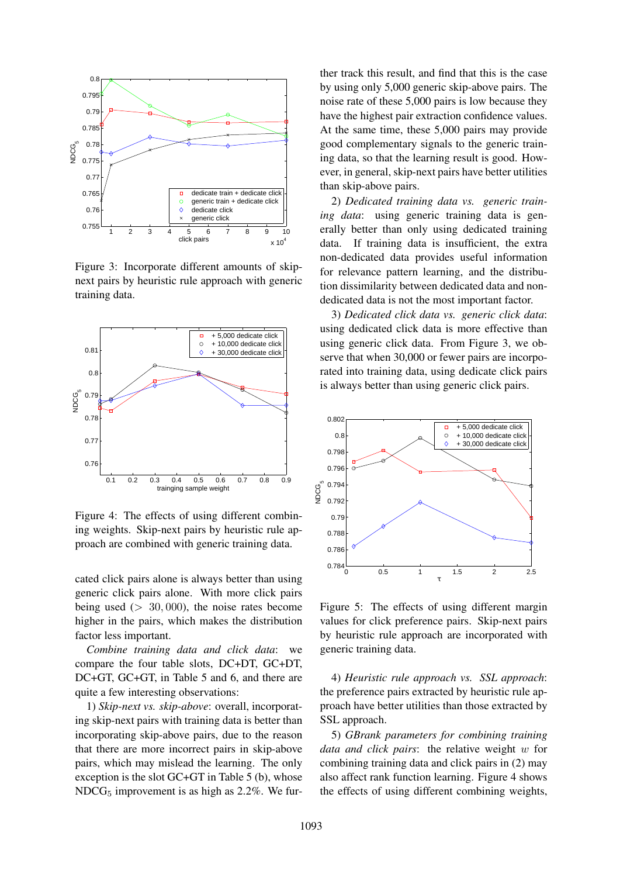Figure 3: Incorporate different amounts of skip-next pairs by heuristic rule approach with generic training data.

Figure 4: The effects of using different combining weights. Skip-next pairs by heuristic rule approach are combined with generic training data.

cated click pairs alone is always better than using generic click pairs alone. With more click pairs being used ($> 30,000$), the noise rates become higher in the pairs, which makes the distribution factor less important.

*Combine training data and click data*: we compare the four table slots, DC+DT, GC+DT, DC+GT, GC+GT, in Table 5 and 6, and there are quite a few interesting observations:

1) *Skip-next vs. skip-above*: overall, incorporating skip-next pairs with training data is better than incorporating skip-above pairs, due to the reason that there are more incorrect pairs in skip-above pairs, which may mislead the learning. The only exception is the slot GC+GT in Table 5 (b), whose $\text{NDCG}_5$ improvement is as high as 2.2%. We further track this result, and find that this is the case by using only 5,000 generic skip-above pairs. The noise rate of these 5,000 pairs is low because they have the highest pair extraction confidence values. At the same time, these 5,000 pairs may provide good complementary signals to the generic training data, so that the learning result is good. However, in general, skip-next pairs have better utilities than skip-above pairs.

2) *Dedicated training data vs. generic training data*: using generic training data is generally better than only using dedicated training data. If training data is insufficient, the extra non-dedicated data provides useful information for relevance pattern learning, and the distribution dissimilarity between dedicated data and non-dedicated data is not the most important factor.

3) *Dedicated click data vs. generic click data*: using dedicated click data is more effective than using generic click data. From Figure 3, we observe that when 30,000 or fewer pairs are incorporated into training data, using dedicate click pairs is always better than using generic click pairs.

Figure 5: The effects of using different margin values for click preference pairs. Skip-next pairs by heuristic rule approach are incorporated with generic training data.

4) *Heuristic rule approach vs. SSL approach*: the preference pairs extracted by heuristic rule approach have better utilities than those extracted by SSL approach.

5) *GBrank parameters for combining training data and click pairs*: the relative weight $w$ for combining training data and click pairs in (2) may also affect rank function learning. Figure 4 shows the effects of using different combining weights,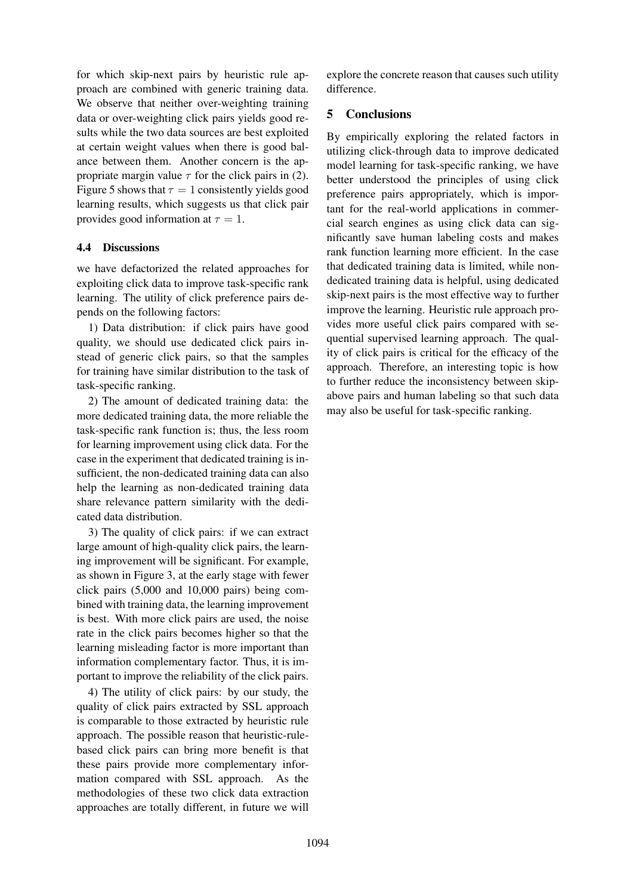for which skip-next pairs by heuristic rule approach are combined with generic training data. We observe that neither over-weighting training data or over-weighting click pairs yields good results while the two data sources are best exploited at certain weight values when there is good balance between them. Another concern is the appropriate margin value $\tau$ for the click pairs in (2). Figure 5 shows that $\tau = 1$ consistently yields good learning results, which suggests us that click pair provides good information at $\tau = 1$.

### 4.4 Discussions

we have defactorized the related approaches for exploiting click data to improve task-specific rank learning. The utility of click preference pairs depends on the following factors:

1) Data distribution: if click pairs have good quality, we should use dedicated click pairs instead of generic click pairs, so that the samples for training have similar distribution to the task of task-specific ranking.

2) The amount of dedicated training data: the more dedicated training data, the more reliable the task-specific rank function is; thus, the less room for learning improvement using click data. For the case in the experiment that dedicated training is insufficient, the non-dedicated training data can also help the learning as non-dedicated training data share relevance pattern similarity with the dedicated data distribution.

3) The quality of click pairs: if we can extract large amount of high-quality click pairs, the learning improvement will be significant. For example, as shown in Figure 3, at the early stage with fewer click pairs (5,000 and 10,000 pairs) being combined with training data, the learning improvement is best. With more click pairs are used, the noise rate in the click pairs becomes higher so that the learning misleading factor is more important than information complementary factor. Thus, it is important to improve the reliability of the click pairs.

4) The utility of click pairs: by our study, the quality of click pairs extracted by SSL approach is comparable to those extracted by heuristic rule approach. The possible reason that heuristic-rule-based click pairs can bring more benefit is that these pairs provide more complementary information compared with SSL approach. As the methodologies of these two click data extraction approaches are totally different, in future we will explore the concrete reason that causes such utility difference.

## 5 Conclusions

By empirically exploring the related factors in utilizing click-through data to improve dedicated model learning for task-specific ranking, we have better understood the principles of using click preference pairs appropriately, which is important for the real-world applications in commercial search engines as using click data can significantly save human labeling costs and makes rank function learning more efficient. In the case that dedicated training data is limited, while non-dedicated training data is helpful, using dedicated skip-next pairs is the most effective way to further improve the learning. Heuristic rule approach provides more useful click pairs compared with sequential supervised learning approach. The quality of click pairs is critical for the efficacy of the approach. Therefore, an interesting topic is how to further reduce the inconsistency between skip-above pairs and human labeling so that such data may also be useful for task-specific ranking.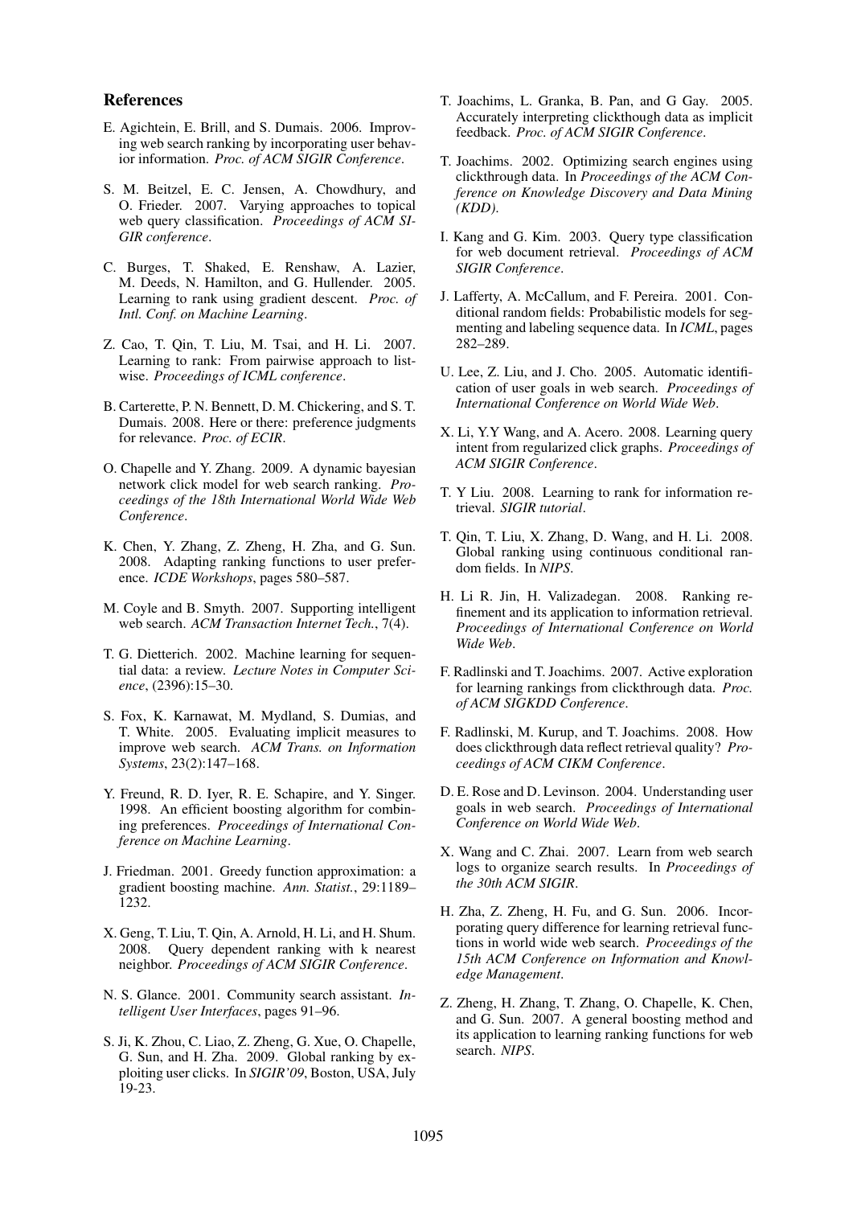## References

E. Agichtein, E. Brill, and S. Dumais. 2006. Improving web search ranking by incorporating user behavior information. *Proc. of ACM SIGIR Conference*.

S. M. Beitzel, E. C. Jensen, A. Chowdhury, and O. Frieder. 2007. Varying approaches to topical web query classification. *Proceedings of ACM SIGIR conference*.

C. Burges, T. Shaked, E. Renshaw, A. Lazier, M. Deeds, N. Hamilton, and G. Hullender. 2005. Learning to rank using gradient descent. *Proc. of Intl. Conf. on Machine Learning*.

Z. Cao, T. Qin, T. Liu, M. Tsai, and H. Li. 2007. Learning to rank: From pairwise approach to listwise. *Proceedings of ICML conference*.

B. Carterette, P. N. Bennett, D. M. Chickering, and S. T. Dumais. 2008. Here or there: preference judgments for relevance. *Proc. of ECIR*.

O. Chapelle and Y. Zhang. 2009. A dynamic bayesian network click model for web search ranking. *Proceedings of the 18th International World Wide Web Conference*.

K. Chen, Y. Zhang, Z. Zheng, H. Zha, and G. Sun. 2008. Adapting ranking functions to user preference. *ICDE Workshops*, pages 580–587.

M. Coyle and B. Smyth. 2007. Supporting intelligent web search. *ACM Transaction Internet Tech.*, 7(4).

T. G. Dietterich. 2002. Machine learning for sequential data: a review. *Lecture Notes in Computer Science*, (2396):15–30.

S. Fox, K. Karnawat, M. Mydland, S. Dumias, and T. White. 2005. Evaluating implicit measures to improve web search. *ACM Trans. on Information Systems*, 23(2):147–168.

Y. Freund, R. D. Iyer, R. E. Schapire, and Y. Singer. 1998. An efficient boosting algorithm for combining preferences. *Proceedings of International Conference on Machine Learning*.

J. Friedman. 2001. Greedy function approximation: a gradient boosting machine. *Ann. Statist.*, 29:1189–1232.

X. Geng, T. Liu, T. Qin, A. Arnold, H. Li, and H. Shum. 2008. Query dependent ranking with k nearest neighbor. *Proceedings of ACM SIGIR Conference*.

N. S. Glance. 2001. Community search assistant. *Intelligent User Interfaces*, pages 91–96.

S. Ji, K. Zhou, C. Liao, Z. Zheng, G. Xue, O. Chapelle, G. Sun, and H. Zha. 2009. Global ranking by exploiting user clicks. In *SIGIR'09*, Boston, USA, July 19-23.

T. Joachims, L. Granka, B. Pan, and G Gay. 2005. Accurately interpreting clickthough data as implicit feedback. *Proc. of ACM SIGIR Conference*.

T. Joachims. 2002. Optimizing search engines using clickthrough data. In *Proceedings of the ACM Conference on Knowledge Discovery and Data Mining (KDD)*.

I. Kang and G. Kim. 2003. Query type classification for web document retrieval. *Proceedings of ACM SIGIR Conference*.

J. Lafferty, A. McCallum, and F. Pereira. 2001. Conditional random fields: Probabilistic models for segmenting and labeling sequence data. In *ICML*, pages 282–289.

U. Lee, Z. Liu, and J. Cho. 2005. Automatic identification of user goals in web search. *Proceedings of International Conference on World Wide Web*.

X. Li, Y.Y Wang, and A. Acero. 2008. Learning query intent from regularized click graphs. *Proceedings of ACM SIGIR Conference*.

T. Y Liu. 2008. Learning to rank for information retrieval. *SIGIR tutorial*.

T. Qin, T. Liu, X. Zhang, D. Wang, and H. Li. 2008. Global ranking using continuous conditional random fields. In *NIPS*.

H. Li R. Jin, H. Valizadegan. 2008. Ranking refinement and its application to information retrieval. *Proceedings of International Conference on World Wide Web*.

F. Radlinski and T. Joachims. 2007. Active exploration for learning rankings from clickthrough data. *Proc. of ACM SIGKDD Conference*.

F. Radlinski, M. Kurup, and T. Joachims. 2008. How does clickthrough data reflect retrieval quality? *Proceedings of ACM CIKM Conference*.

D. E. Rose and D. Levinson. 2004. Understanding user goals in web search. *Proceedings of International Conference on World Wide Web*.

X. Wang and C. Zhai. 2007. Learn from web search logs to organize search results. In *Proceedings of the 30th ACM SIGIR*.

H. Zha, Z. Zheng, H. Fu, and G. Sun. 2006. Incorporating query difference for learning retrieval functions in world wide web search. *Proceedings of the 15th ACM Conference on Information and Knowledge Management*.

Z. Zheng, H. Zhang, T. Zhang, O. Chapelle, K. Chen, and G. Sun. 2007. A general boosting method and its application to learning ranking functions for web search. *NIPS*.